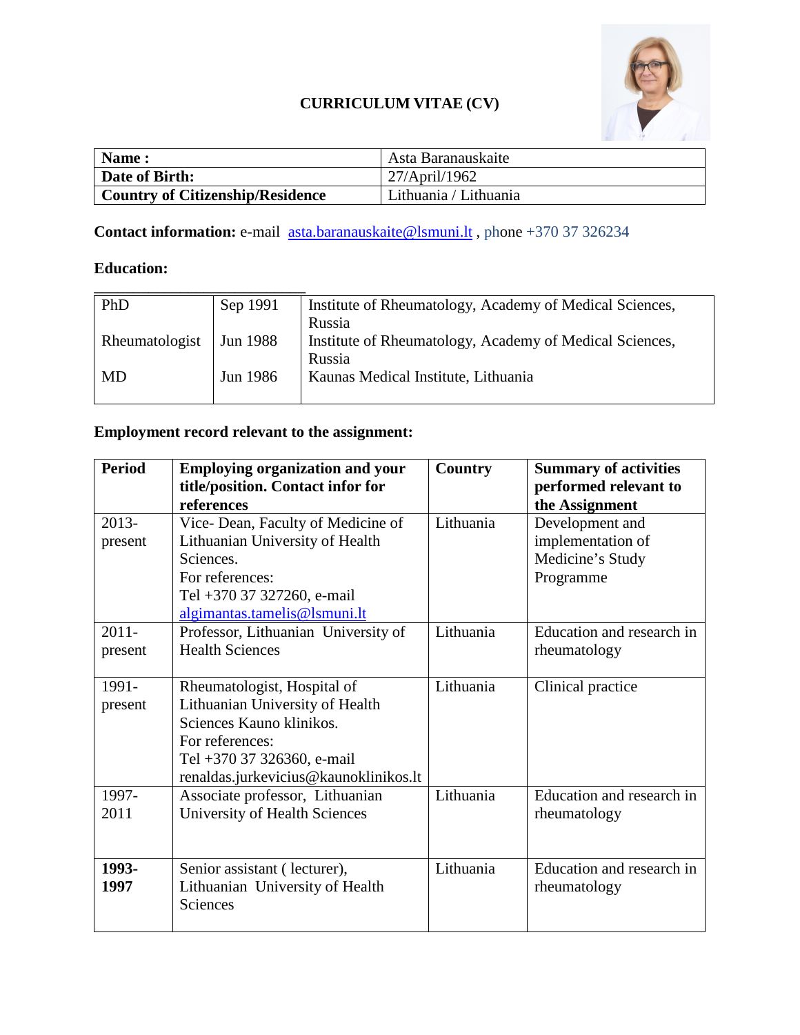# CURRICULUM VITAE (CV)

| **Name :** | Asta Baranauskaite |
|---|---|
| **Date of Birth:** | 27/April/1962 |
| **Country of Citizenship/Residence** | Lithuania / Lithuania |

**Contact information:** e-mail asta.baranauskaite@lsmuni.lt , phone +370 37 326234

**Education:**

| | | |
|---|---|---|
| PhD | Sep 1991 | Institute of Rheumatology, Academy of Medical Sciences, Russia |
| Rheumatologist | Jun 1988 | Institute of Rheumatology, Academy of Medical Sciences, Russia |
| MD | Jun 1986 | Kaunas Medical Institute, Lithuania |

**Employment record relevant to the assignment:**

| **Period** | **Employing organization and your title/position. Contact infor for references** | **Country** | **Summary of activities performed relevant to the Assignment** |
|---|---|---|---|
| 2013-present | Vice- Dean, Faculty of Medicine of Lithuanian University of Health Sciences.<br>For references:<br>Tel +370 37 327260, e-mail algimantas.tamelis@lsmuni.lt | Lithuania | Development and implementation of Medicine's Study Programme |
| 2011-present | Professor, Lithuanian University of Health Sciences | Lithuania | Education and research in rheumatology |
| 1991-present | Rheumatologist, Hospital of Lithuanian University of Health Sciences Kauno klinikos.<br>For references:<br>Tel +370 37 326360, e-mail renaldas.jurkevicius@kaunoklinikos.lt | Lithuania | Clinical practice |
| 1997-2011 | Associate professor, Lithuanian University of Health Sciences | Lithuania | Education and research in rheumatology |
| **1993-1997** | Senior assistant ( lecturer), Lithuanian University of Health Sciences | Lithuania | Education and research in rheumatology |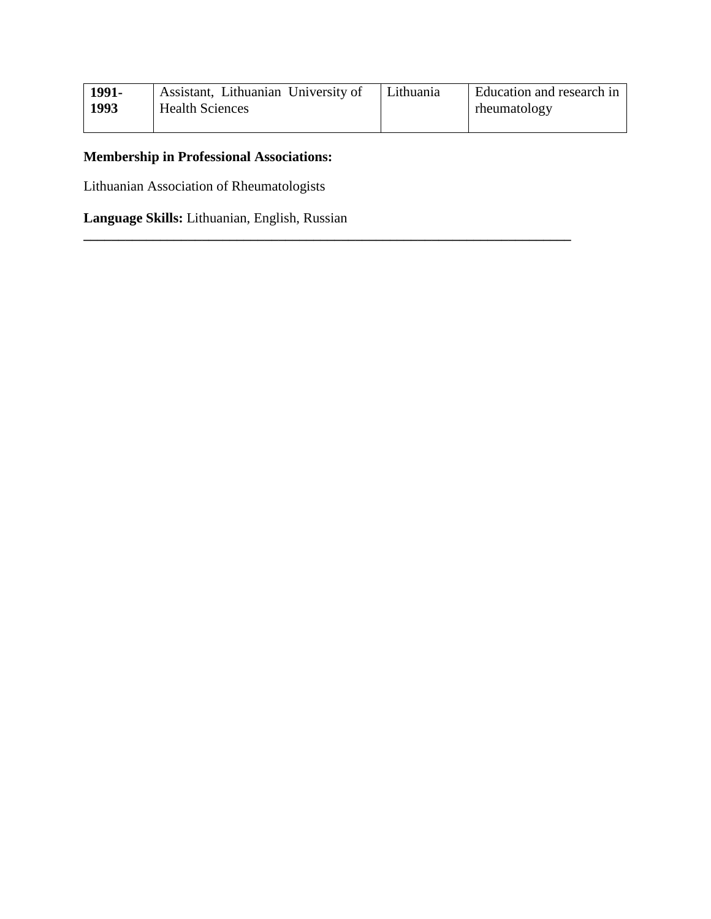| | | | |
|---|---|---|---|
| **1991-1993** | Assistant, Lithuanian University of Health Sciences | Lithuania | Education and research in rheumatology |

**Membership in Professional Associations:**

Lithuanian Association of Rheumatologists

**Language Skills:** Lithuanian, English, Russian

---